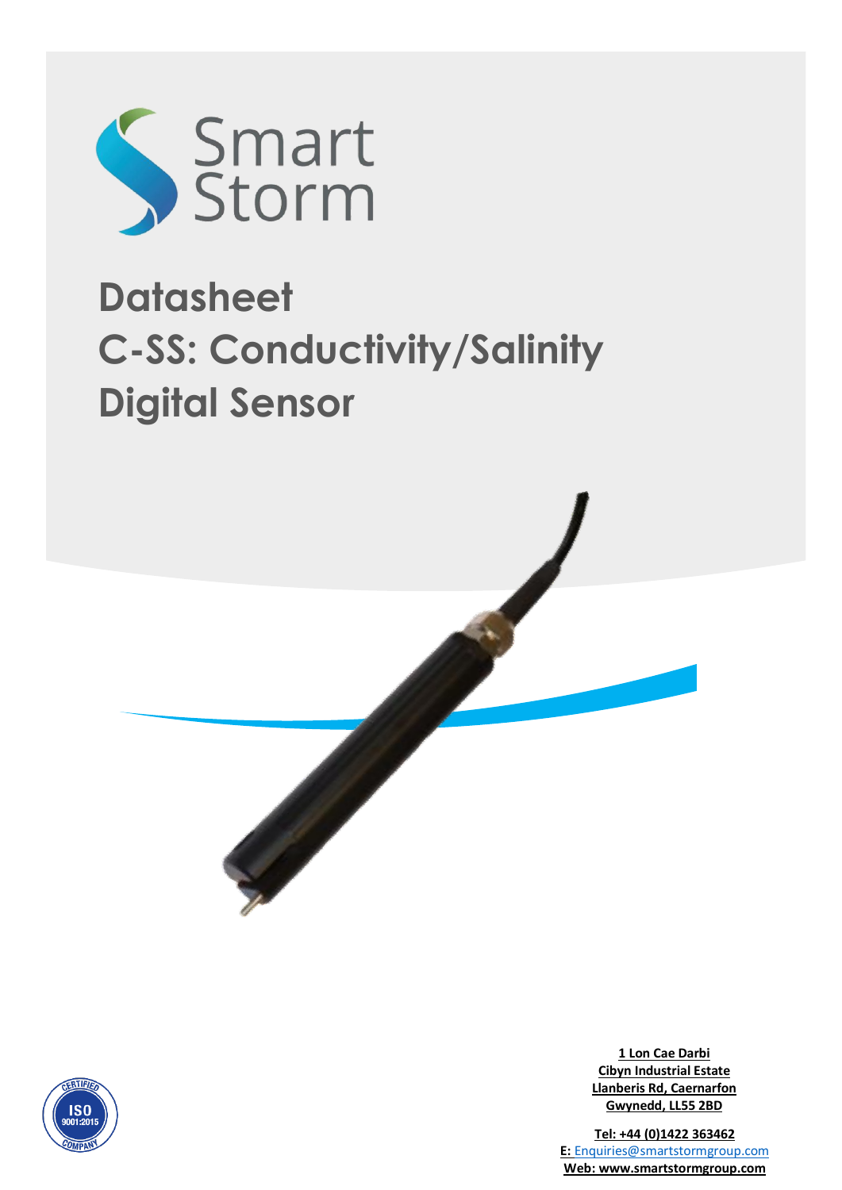Smart Storm

# Datasheet
# C-SS: Conductivity/Salinity Digital Sensor

ISO 9001:2015 CERTIFIED COMPANY

**1 Lon Cae Darbi**
**Cibyn Industrial Estate**
**Llanberis Rd, Caernarfon**
**Gwynedd, LL55 2BD**

**Tel: +44 (0)1422 363462**
**E:** Enquiries@smartstormgroup.com
**Web: www.smartstormgroup.com**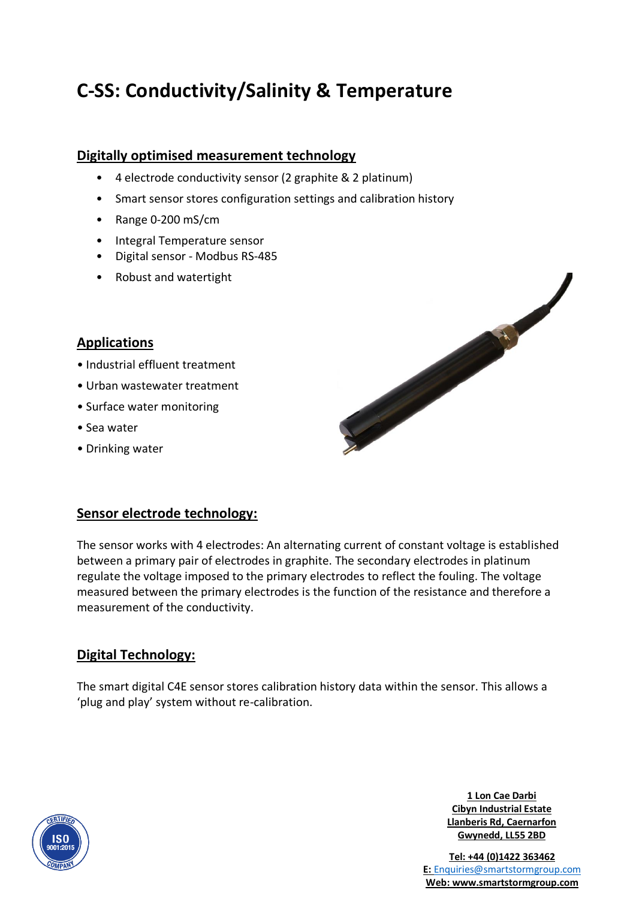# C-SS: Conductivity/Salinity & Temperature

## Digitally optimised measurement technology

- 4 electrode conductivity sensor (2 graphite & 2 platinum)
- Smart sensor stores configuration settings and calibration history
- Range 0-200 mS/cm
- Integral Temperature sensor
- Digital sensor - Modbus RS-485
- Robust and watertight

## Applications

- Industrial effluent treatment
- Urban wastewater treatment
- Surface water monitoring
- Sea water
- Drinking water

## Sensor electrode technology:

The sensor works with 4 electrodes: An alternating current of constant voltage is established between a primary pair of electrodes in graphite. The secondary electrodes in platinum regulate the voltage imposed to the primary electrodes to reflect the fouling. The voltage measured between the primary electrodes is the function of the resistance and therefore a measurement of the conductivity.

## Digital Technology:

The smart digital C4E sensor stores calibration history data within the sensor. This allows a 'plug and play' system without re-calibration.

**1 Lon Cae Darbi**
**Cibyn Industrial Estate**
**Llanberis Rd, Caernarfon**
**Gwynedd, LL55 2BD**

**Tel: +44 (0)1422 363462**
**E:** Enquiries@smartstormgroup.com
**Web: www.smartstormgroup.com**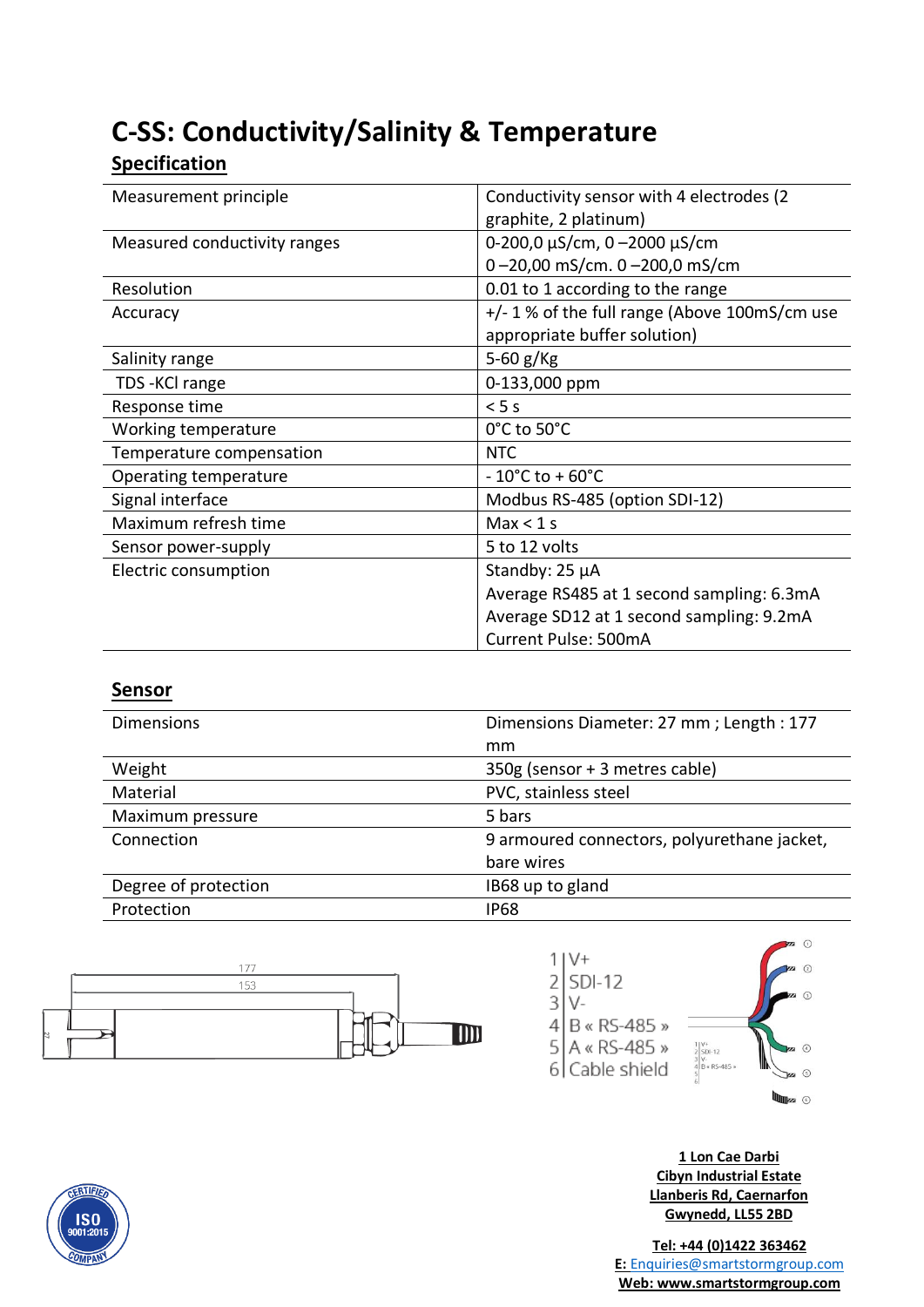# C-SS: Conductivity/Salinity & Temperature

## Specification

| | |
|---|---|
| Measurement principle | Conductivity sensor with 4 electrodes (2 graphite, 2 platinum) |
| Measured conductivity ranges | 0-200,0 µS/cm, 0 –2000 µS/cm<br>0 –20,00 mS/cm. 0 –200,0 mS/cm |
| Resolution | 0.01 to 1 according to the range |
| Accuracy | +/- 1 % of the full range (Above 100mS/cm use appropriate buffer solution) |
| Salinity range | 5-60 g/Kg |
| TDS -KCl range | 0-133,000 ppm |
| Response time | < 5 s |
| Working temperature | 0°C to 50°C |
| Temperature compensation | NTC |
| Operating temperature | - 10°C to + 60°C |
| Signal interface | Modbus RS-485 (option SDI-12) |
| Maximum refresh time | Max < 1 s |
| Sensor power-supply | 5 to 12 volts |
| Electric consumption | Standby: 25 µA<br>Average RS485 at 1 second sampling: 6.3mA<br>Average SD12 at 1 second sampling: 9.2mA<br>Current Pulse: 500mA |

## Sensor

| | |
|---|---|
| Dimensions | Dimensions Diameter: 27 mm ; Length : 177 mm |
| Weight | 350g (sensor + 3 metres cable) |
| Material | PVC, stainless steel |
| Maximum pressure | 5 bars |
| Connection | 9 armoured connectors, polyurethane jacket, bare wires |
| Degree of protection | IB68 up to gland |
| Protection | IP68 |

177

153

27

1 | V+
2 | SDI-12
3 | V-
4 | B « RS-485 »
5 | A « RS-485 »
6 | Cable shield

**1 Lon Cae Darbi**
**Cibyn Industrial Estate**
**Llanberis Rd, Caernarfon**
**Gwynedd, LL55 2BD**

**Tel: +44 (0)1422 363462**
**E:** Enquiries@smartstormgroup.com
**Web: www.smartstormgroup.com**